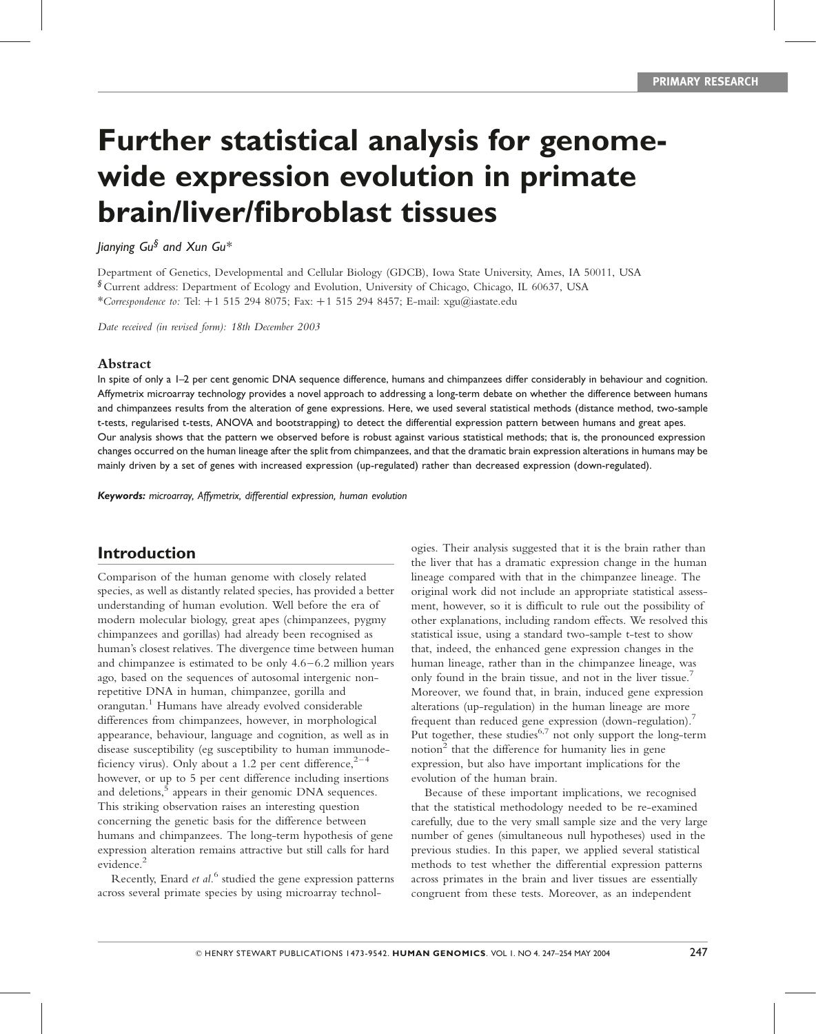PRIMARY RESEARCH

# Further statistical analysis for genome-wide expression evolution in primate brain/liver/fibroblast tissues

*Jianying Gu*[§] *and Xun Gu**

Department of Genetics, Developmental and Cellular Biology (GDCB), Iowa State University, Ames, IA 50011, USA
[§] Current address: Department of Ecology and Evolution, University of Chicago, Chicago, IL 60637, USA
**Correspondence to:* Tel: +1 515 294 8075; Fax: +1 515 294 8457; E-mail: xgu@iastate.edu

*Date received (in revised form): 18th December 2003*

## Abstract

In spite of only a 1–2 per cent genomic DNA sequence difference, humans and chimpanzees differ considerably in behaviour and cognition. Affymetrix microarray technology provides a novel approach to addressing a long-term debate on whether the difference between humans and chimpanzees results from the alteration of gene expressions. Here, we used several statistical methods (distance method, two-sample t-tests, regularised t-tests, ANOVA and bootstrapping) to detect the differential expression pattern between humans and great apes. Our analysis shows that the pattern we observed before is robust against various statistical methods; that is, the pronounced expression changes occurred on the human lineage after the split from chimpanzees, and that the dramatic brain expression alterations in humans may be mainly driven by a set of genes with increased expression (up-regulated) rather than decreased expression (down-regulated).

***Keywords:*** *microarray, Affymetrix, differential expression, human evolution*

## Introduction

Comparison of the human genome with closely related species, as well as distantly related species, has provided a better understanding of human evolution. Well before the era of modern molecular biology, great apes (chimpanzees, pygmy chimpanzees and gorillas) had already been recognised as human's closest relatives. The divergence time between human and chimpanzee is estimated to be only 4.6–6.2 million years ago, based on the sequences of autosomal intergenic non-repetitive DNA in human, chimpanzee, gorilla and orangutan.[1] Humans have already evolved considerable differences from chimpanzees, however, in morphological appearance, behaviour, language and cognition, as well as in disease susceptibility (eg susceptibility to human immunodeficiency virus). Only about a 1.2 per cent difference,[2–4] however, or up to 5 per cent difference including insertions and deletions,[5] appears in their genomic DNA sequences. This striking observation raises an interesting question concerning the genetic basis for the difference between humans and chimpanzees. The long-term hypothesis of gene expression alteration remains attractive but still calls for hard evidence.[2]

Recently, Enard *et al.*[6] studied the gene expression patterns across several primate species by using microarray technologies. Their analysis suggested that it is the brain rather than the liver that has a dramatic expression change in the human lineage compared with that in the chimpanzee lineage. The original work did not include an appropriate statistical assessment, however, so it is difficult to rule out the possibility of other explanations, including random effects. We resolved this statistical issue, using a standard two-sample t-test to show that, indeed, the enhanced gene expression changes in the human lineage, rather than in the chimpanzee lineage, was only found in the brain tissue, and not in the liver tissue.[7] Moreover, we found that, in brain, induced gene expression alterations (up-regulation) in the human lineage are more frequent than reduced gene expression (down-regulation).[7] Put together, these studies[6,7] not only support the long-term notion[2] that the difference for humanity lies in gene expression, but also have important implications for the evolution of the human brain.

Because of these important implications, we recognised that the statistical methodology needed to be re-examined carefully, due to the very small sample size and the very large number of genes (simultaneous null hypotheses) used in the previous studies. In this paper, we applied several statistical methods to test whether the differential expression patterns across primates in the brain and liver tissues are essentially congruent from these tests. Moreover, as an independent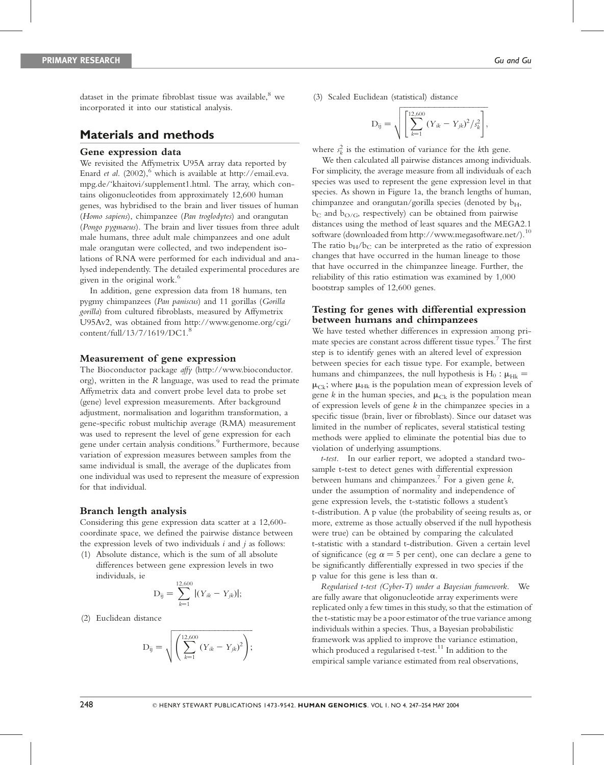dataset in the primate fibroblast tissue was available,[8] we incorporated it into our statistical analysis.

## Materials and methods

### Gene expression data

We revisited the Affymetrix U95A array data reported by Enard *et al.* (2002),[6] which is available at http://email.eva.mpg.de/‘khaitovi/supplement1.html. The array, which contains oligonucleotides from approximately 12,600 human genes, was hybridised to the brain and liver tissues of human (*Homo sapiens*), chimpanzee (*Pan troglodytes*) and orangutan (*Pongo pygmaeus*). The brain and liver tissues from three adult male humans, three adult male chimpanzees and one adult male orangutan were collected, and two independent isolations of RNA were performed for each individual and analysed independently. The detailed experimental procedures are given in the original work.[6]

In addition, gene expression data from 18 humans, ten pygmy chimpanzees (*Pan paniscus*) and 11 gorillas (*Gorilla gorilla*) from cultured fibroblasts, measured by Affymetrix U95Av2, was obtained from http://www.genome.org/cgi/content/full/13/7/1619/DC1.[8]

### Measurement of gene expression

The Bioconductor package *affy* (http://www.bioconductor.org), written in the *R* language, was used to read the primate Affymetrix data and convert probe level data to probe set (gene) level expression measurements. After background adjustment, normalisation and logarithm transformation, a gene-specific robust multichip average (RMA) measurement was used to represent the level of gene expression for each gene under certain analysis conditions.[9] Furthermore, because variation of expression measures between samples from the same individual is small, the average of the duplicates from one individual was used to represent the measure of expression for that individual.

### Branch length analysis

Considering this gene expression data scatter at a 12,600-coordinate space, we defined the pairwise distance between the expression levels of two individuals $i$ and $j$ as follows:

(1) Absolute distance, which is the sum of all absolute differences between gene expression levels in two individuals, ie

$$D_{ij} = \sum_{k=1}^{12,600} |(Y_{ik} - Y_{jk})|;$$

(2) Euclidean distance

$$D_{ij} = \sqrt{\left(\sum_{k=1}^{12,600} (Y_{ik} - Y_{jk})^2\right)};$$

(3) Scaled Euclidean (statistical) distance

$$D_{ij} = \sqrt{\left[\sum_{k=1}^{12,600} (Y_{ik} - Y_{jk})^2 / s_k^2\right]},$$

where $s_k^2$ is the estimation of variance for the $k$th gene.

We then calculated all pairwise distances among individuals. For simplicity, the average measure from all individuals of each species was used to represent the gene expression level in that species. As shown in Figure 1a, the branch lengths of human, chimpanzee and orangutan/gorilla species (denoted by $b_H$, $b_C$ and $b_{O/G}$, respectively) can be obtained from pairwise distances using the method of least squares and the MEGA2.1 software (downloaded from http://www.megasoftware.net/).[10] The ratio $b_H/b_C$ can be interpreted as the ratio of expression changes that have occurred in the human lineage to those that have occurred in the chimpanzee lineage. Further, the reliability of this ratio estimation was examined by 1,000 bootstrap samples of 12,600 genes.

### Testing for genes with differential expression between humans and chimpanzees

We have tested whether differences in expression among primate species are constant across different tissue types.[7] The first step is to identify genes with an altered level of expression between species for each tissue type. For example, between humans and chimpanzees, the null hypothesis is $H_0: \mu_{Hk} = \mu_{Ck}$; where $\mu_{Hk}$ is the population mean of expression levels of gene $k$ in the human species, and $\mu_{Ck}$ is the population mean of expression levels of gene $k$ in the chimpanzee species in a specific tissue (brain, liver or fibroblasts). Since our dataset was limited in the number of replicates, several statistical testing methods were applied to eliminate the potential bias due to violation of underlying assumptions.

*t-test.* In our earlier report, we adopted a standard two-sample t-test to detect genes with differential expression between humans and chimpanzees.[7] For a given gene $k$, under the assumption of normality and independence of gene expression levels, the t-statistic follows a student's t-distribution. A p value (the probability of seeing results as, or more, extreme as those actually observed if the null hypothesis were true) can be obtained by comparing the calculated t-statistic with a standard t-distribution. Given a certain level of significance (eg $\alpha = 5$ per cent), one can declare a gene to be significantly differentially expressed in two species if the p value for this gene is less than $\alpha$.

*Regularised t-test (Cyber-T) under a Bayesian framework.* We are fully aware that oligonucleotide array experiments were replicated only a few times in this study, so that the estimation of the t-statistic may be a poor estimator of the true variance among individuals within a species. Thus, a Bayesian probabilistic framework was applied to improve the variance estimation, which produced a regularised t-test.[11] In addition to the empirical sample variance estimated from real observations,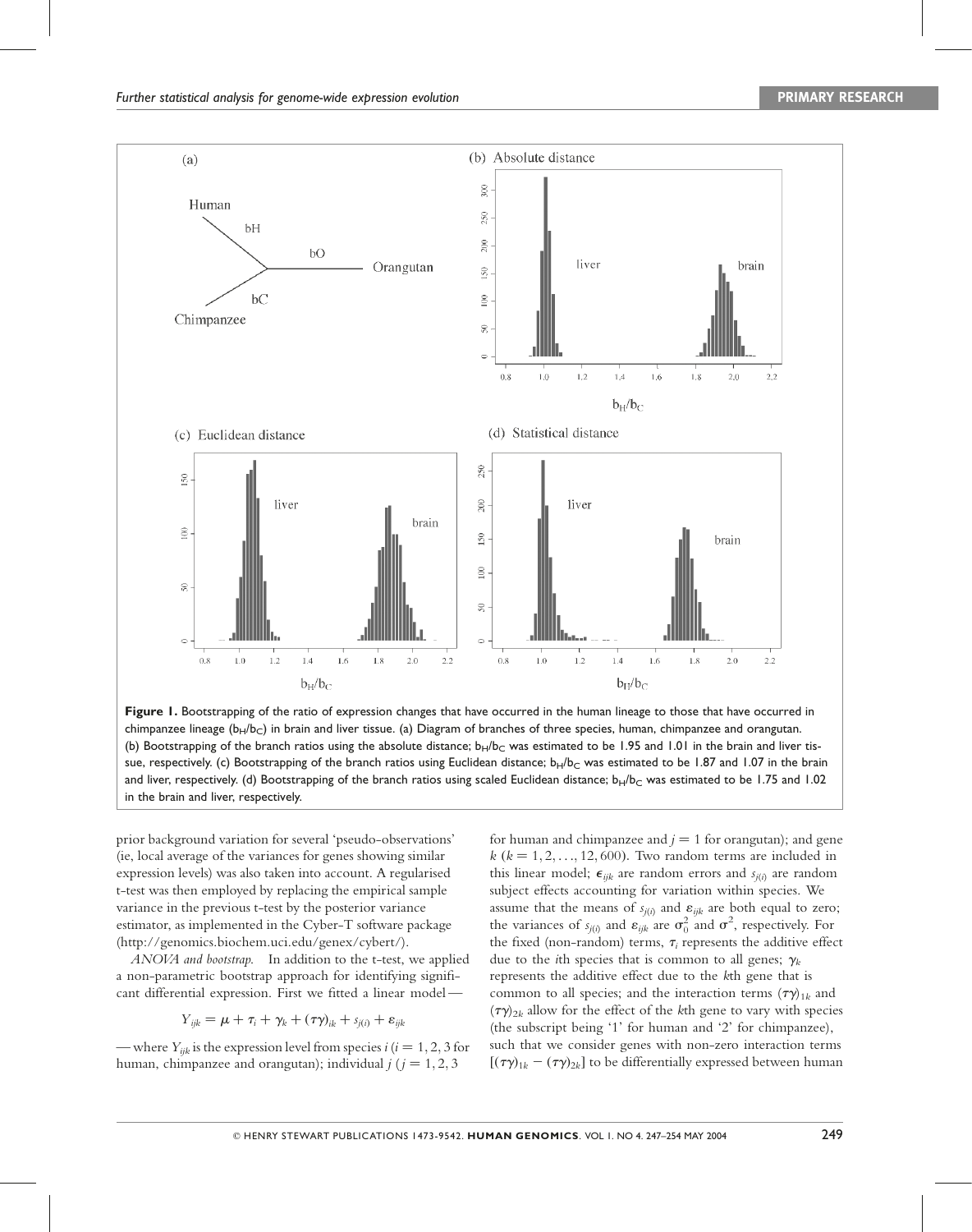Figure 1. Bootstrapping of the ratio of expression changes that have occurred in the human lineage to those that have occurred in chimpanzee lineage ($b_H/b_C$) in brain and liver tissue. (a) Diagram of branches of three species, human, chimpanzee and orangutan. (b) Bootstrapping of the branch ratios using the absolute distance; $b_H/b_C$ was estimated to be 1.95 and 1.01 in the brain and liver tissue, respectively. (c) Bootstrapping of the branch ratios using Euclidean distance; $b_H/b_C$ was estimated to be 1.87 and 1.07 in the brain and liver, respectively. (d) Bootstrapping of the branch ratios using scaled Euclidean distance; $b_H/b_C$ was estimated to be 1.75 and 1.02 in the brain and liver, respectively.

prior background variation for several 'pseudo-observations' (ie, local average of the variances for genes showing similar expression levels) was also taken into account. A regularised t-test was then employed by replacing the empirical sample variance in the previous t-test by the posterior variance estimator, as implemented in the Cyber-T software package (http://genomics.biochem.uci.edu/genex/cybert/).

*ANOVA and bootstrap.* In addition to the t-test, we applied a non-parametric bootstrap approach for identifying significant differential expression. First we fitted a linear model —

$$Y_{ijk} = \mu + \tau_i + \gamma_k + (\tau\gamma)_{ik} + s_{j(i)} + \varepsilon_{ijk}$$

— where $Y_{ijk}$ is the expression level from species $i$ ($i = 1, 2, 3$ for human, chimpanzee and orangutan); individual $j$ ($j = 1, 2, 3$ for human and chimpanzee and $j = 1$ for orangutan); and gene $k$ ($k = 1, 2, \ldots, 12,600$). Two random terms are included in this linear model; $\epsilon_{ijk}$ are random errors and $s_{j(i)}$ are random subject effects accounting for variation within species. We assume that the means of $s_{j(i)}$ and $\varepsilon_{ijk}$ are both equal to zero; the variances of $s_{j(i)}$ and $\varepsilon_{ijk}$ are $\sigma_0^2$ and $\sigma^2$, respectively. For the fixed (non-random) terms, $\tau_i$ represents the additive effect due to the $i$th species that is common to all genes; $\gamma_k$ represents the additive effect due to the $k$th gene that is common to all species; and the interaction terms $(\tau\gamma)_{1k}$ and $(\tau\gamma)_{2k}$ allow for the effect of the $k$th gene to vary with species (the subscript being '1' for human and '2' for chimpanzee), such that we consider genes with non-zero interaction terms $[(\tau\gamma)_{1k} - (\tau\gamma)_{2k}]$ to be differentially expressed between human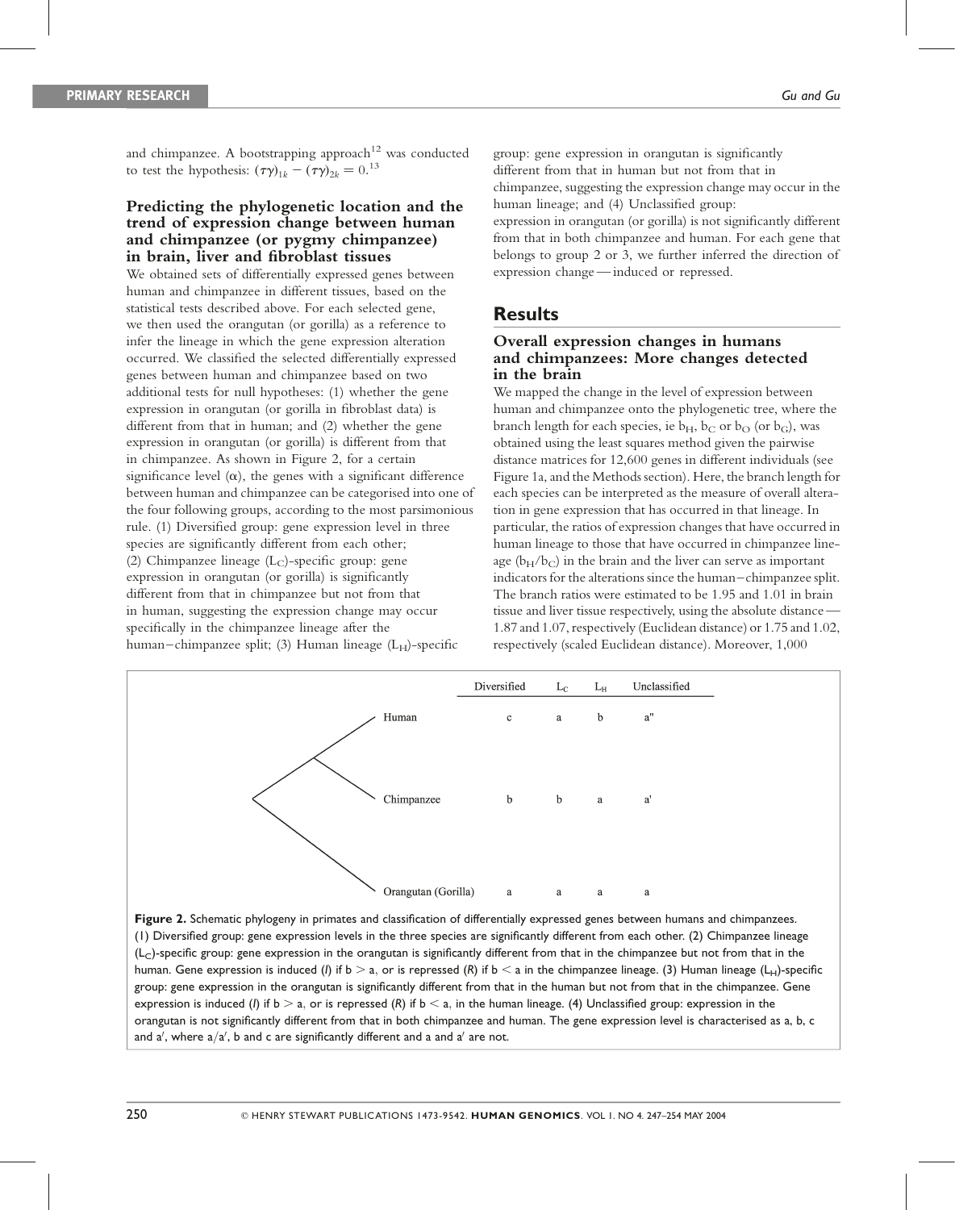and chimpanzee. A bootstrapping approach[12] was conducted to test the hypothesis: $(\tau\gamma)_{1k} - (\tau\gamma)_{2k} = 0$.[13]

### Predicting the phylogenetic location and the trend of expression change between human and chimpanzee (or pygmy chimpanzee) in brain, liver and fibroblast tissues

We obtained sets of differentially expressed genes between human and chimpanzee in different tissues, based on the statistical tests described above. For each selected gene, we then used the orangutan (or gorilla) as a reference to infer the lineage in which the gene expression alteration occurred. We classified the selected differentially expressed genes between human and chimpanzee based on two additional tests for null hypotheses: (1) whether the gene expression in orangutan (or gorilla in fibroblast data) is different from that in human; and (2) whether the gene expression in orangutan (or gorilla) is different from that in chimpanzee. As shown in Figure 2, for a certain significance level ($\alpha$), the genes with a significant difference between human and chimpanzee can be categorised into one of the four following groups, according to the most parsimonious rule. (1) Diversified group: gene expression level in three species are significantly different from each other; (2) Chimpanzee lineage ($L_C$)-specific group: gene expression in orangutan (or gorilla) is significantly different from that in chimpanzee but not from that in human, suggesting the expression change may occur specifically in the chimpanzee lineage after the human–chimpanzee split; (3) Human lineage ($L_H$)-specific group: gene expression in orangutan is significantly different from that in human but not from that in chimpanzee, suggesting the expression change may occur in the human lineage; and (4) Unclassified group: expression in orangutan (or gorilla) is not significantly different from that in both chimpanzee and human. For each gene that belongs to group 2 or 3, we further inferred the direction of expression change — induced or repressed.

## Results

### Overall expression changes in humans and chimpanzees: More changes detected in the brain

We mapped the change in the level of expression between human and chimpanzee onto the phylogenetic tree, where the branch length for each species, ie $b_H$, $b_C$ or $b_O$ (or $b_G$), was obtained using the least squares method given the pairwise distance matrices for 12,600 genes in different individuals (see Figure 1a, and the Methods section). Here, the branch length for each species can be interpreted as the measure of overall alteration in gene expression that has occurred in that lineage. In particular, the ratios of expression changes that have occurred in human lineage to those that have occurred in chimpanzee lineage ($b_H/b_C$) in the brain and the liver can serve as important indicators for the alterations since the human–chimpanzee split. The branch ratios were estimated to be 1.95 and 1.01 in brain tissue and liver tissue respectively, using the absolute distance — 1.87 and 1.07, respectively (Euclidean distance) or 1.75 and 1.02, respectively (scaled Euclidean distance). Moreover, 1,000

| | Diversified | $L_C$ | $L_H$ | Unclassified |
|---|---|---|---|---|
| Human | c | a | b | a'' |
| Chimpanzee | b | b | a | a' |
| Orangutan (Gorilla) | a | a | a | a |

**Figure 2.** Schematic phylogeny in primates and classification of differentially expressed genes between humans and chimpanzees. (1) Diversified group: gene expression levels in the three species are significantly different from each other. (2) Chimpanzee lineage ($L_C$)-specific group: gene expression in the orangutan is significantly different from that in the chimpanzee but not from that in the human. Gene expression is induced (*I*) if b > a, or is repressed (*R*) if b < a in the chimpanzee lineage. (3) Human lineage ($L_H$)-specific group: gene expression in the orangutan is significantly different from that in the human but not from that in the chimpanzee. Gene expression is induced (*I*) if b > a, or is repressed (*R*) if b < a, in the human lineage. (4) Unclassified group: expression in the orangutan is not significantly different from that in both chimpanzee and human. The gene expression level is characterised as a, b, c and a′, where a/a′, b and c are significantly different and a and a′ are not.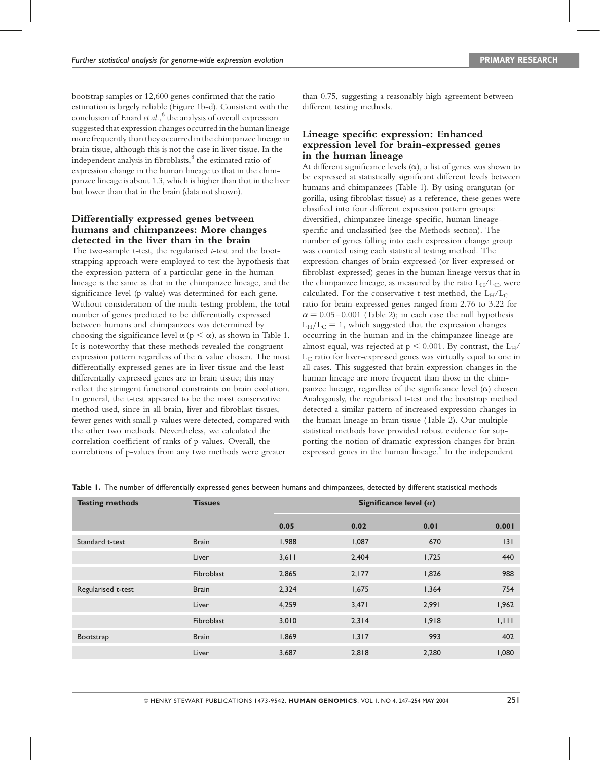bootstrap samples or 12,600 genes confirmed that the ratio estimation is largely reliable (Figure 1b-d). Consistent with the conclusion of Enard *et al.*,[6] the analysis of overall expression suggested that expression changes occurred in the human lineage more frequently than they occurred in the chimpanzee lineage in brain tissue, although this is not the case in liver tissue. In the independent analysis in fibroblasts,[8] the estimated ratio of expression change in the human lineage to that in the chimpanzee lineage is about 1.3, which is higher than that in the liver but lower than that in the brain (data not shown).

## Differentially expressed genes between humans and chimpanzees: More changes detected in the liver than in the brain

The two-sample t-test, the regularised *t*-test and the bootstrapping approach were employed to test the hypothesis that the expression pattern of a particular gene in the human lineage is the same as that in the chimpanzee lineage, and the significance level (p-value) was determined for each gene. Without consideration of the multi-testing problem, the total number of genes predicted to be differentially expressed between humans and chimpanzees was determined by choosing the significance level $\alpha$ ($p < \alpha$), as shown in Table 1. It is noteworthy that these methods revealed the congruent expression pattern regardless of the $\alpha$ value chosen. The most differentially expressed genes are in liver tissue and the least differentially expressed genes are in brain tissue; this may reflect the stringent functional constraints on brain evolution. In general, the t-test appeared to be the most conservative method used, since in all brain, liver and fibroblast tissues, fewer genes with small p-values were detected, compared with the other two methods. Nevertheless, we calculated the correlation coefficient of ranks of p-values. Overall, the correlations of p-values from any two methods were greater than 0.75, suggesting a reasonably high agreement between different testing methods.

## Lineage specific expression: Enhanced expression level for brain-expressed genes in the human lineage

At different significance levels ($\alpha$), a list of genes was shown to be expressed at statistically significant different levels between humans and chimpanzees (Table 1). By using orangutan (or gorilla, using fibroblast tissue) as a reference, these genes were classified into four different expression pattern groups: diversified, chimpanzee lineage-specific, human lineage-specific and unclassified (see the Methods section). The number of genes falling into each expression change group was counted using each statistical testing method. The expression changes of brain-expressed (or liver-expressed or fibroblast-expressed) genes in the human lineage versus that in the chimpanzee lineage, as measured by the ratio $L_H/L_C$, were calculated. For the conservative t-test method, the $L_H/L_C$ ratio for brain-expressed genes ranged from 2.76 to 3.22 for $\alpha = 0.05-0.001$ (Table 2); in each case the null hypothesis $L_H/L_C = 1$, which suggested that the expression changes occurring in the human and in the chimpanzee lineage are almost equal, was rejected at $p < 0.001$. By contrast, the $L_H/L_C$ ratio for liver-expressed genes was virtually equal to one in all cases. This suggested that brain expression changes in the human lineage are more frequent than those in the chimpanzee lineage, regardless of the significance level ($\alpha$) chosen. Analogously, the regularised t-test and the bootstrap method detected a similar pattern of increased expression changes in the human lineage in brain tissue (Table 2). Our multiple statistical methods have provided robust evidence for supporting the notion of dramatic expression changes for brain-expressed genes in the human lineage.[6] In the independent

**Table 1.** The number of differentially expressed genes between humans and chimpanzees, detected by different statistical methods

| Testing methods | Tissues | Significance level ($\alpha$) | | | |
|---|---|---|---|---|---|
| | | 0.05 | 0.02 | 0.01 | 0.001 |
| Standard t-test | Brain | 1,988 | 1,087 | 670 | 131 |
| | Liver | 3,611 | 2,404 | 1,725 | 440 |
| | Fibroblast | 2,865 | 2,177 | 1,826 | 988 |
| Regularised t-test | Brain | 2,324 | 1,675 | 1,364 | 754 |
| | Liver | 4,259 | 3,471 | 2,991 | 1,962 |
| | Fibroblast | 3,010 | 2,314 | 1,918 | 1,111 |
| Bootstrap | Brain | 1,869 | 1,317 | 993 | 402 |
| | Liver | 3,687 | 2,818 | 2,280 | 1,080 |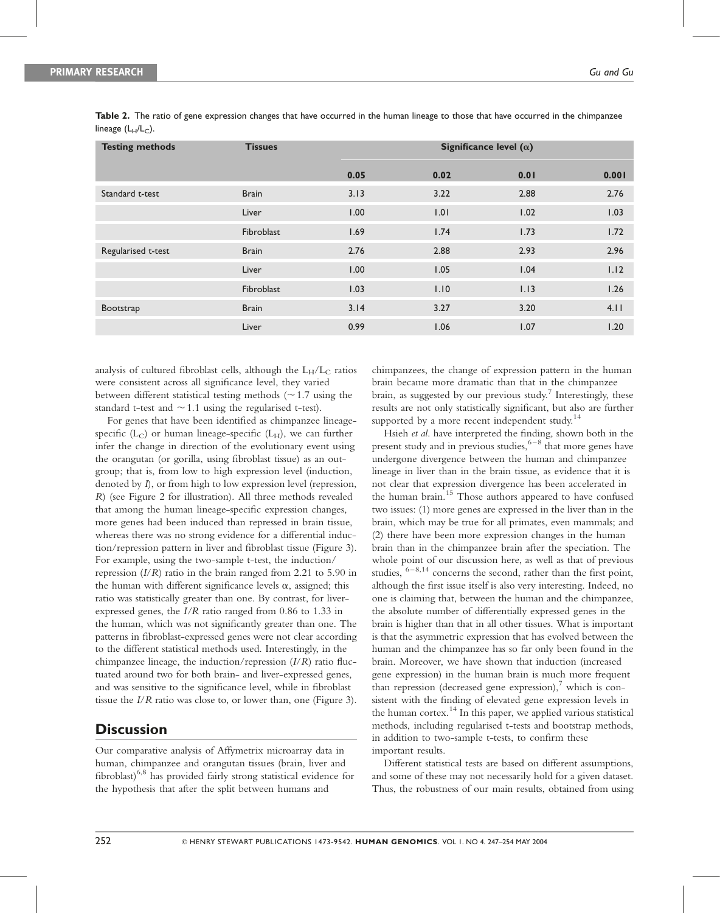**Table 2.** The ratio of gene expression changes that have occurred in the human lineage to those that have occurred in the chimpanzee lineage ($L_H/L_C$).

| Testing methods | Tissues | Significance level (α) | | | |
|---|---|---|---|---|---|
| | | 0.05 | 0.02 | 0.01 | 0.001 |
| Standard t-test | Brain | 3.13 | 3.22 | 2.88 | 2.76 |
| | Liver | 1.00 | 1.01 | 1.02 | 1.03 |
| | Fibroblast | 1.69 | 1.74 | 1.73 | 1.72 |
| Regularised t-test | Brain | 2.76 | 2.88 | 2.93 | 2.96 |
| | Liver | 1.00 | 1.05 | 1.04 | 1.12 |
| | Fibroblast | 1.03 | 1.10 | 1.13 | 1.26 |
| Bootstrap | Brain | 3.14 | 3.27 | 3.20 | 4.11 |
| | Liver | 0.99 | 1.06 | 1.07 | 1.20 |

analysis of cultured fibroblast cells, although the $L_H/L_C$ ratios were consistent across all significance level, they varied between different statistical testing methods ($\sim 1.7$ using the standard t-test and $\sim 1.1$ using the regularised t-test).

For genes that have been identified as chimpanzee lineage-specific ($L_C$) or human lineage-specific ($L_H$), we can further infer the change in direction of the evolutionary event using the orangutan (or gorilla, using fibroblast tissue) as an outgroup; that is, from low to high expression level (induction, denoted by *I*), or from high to low expression level (repression, *R*) (see Figure 2 for illustration). All three methods revealed that among the human lineage-specific expression changes, more genes had been induced than repressed in brain tissue, whereas there was no strong evidence for a differential induction/repression pattern in liver and fibroblast tissue (Figure 3). For example, using the two-sample t-test, the induction/repression ($I/R$) ratio in the brain ranged from 2.21 to 5.90 in the human with different significance levels α, assigned; this ratio was statistically greater than one. By contrast, for liver-expressed genes, the $I/R$ ratio ranged from 0.86 to 1.33 in the human, which was not significantly greater than one. The patterns in fibroblast-expressed genes were not clear according to the different statistical methods used. Interestingly, in the chimpanzee lineage, the induction/repression ($I/R$) ratio fluctuated around two for both brain- and liver-expressed genes, and was sensitive to the significance level, while in fibroblast tissue the $I/R$ ratio was close to, or lower than, one (Figure 3).

## Discussion

Our comparative analysis of Affymetrix microarray data in human, chimpanzee and orangutan tissues (brain, liver and fibroblast)[6,8] has provided fairly strong statistical evidence for the hypothesis that after the split between humans and chimpanzees, the change of expression pattern in the human brain became more dramatic than that in the chimpanzee brain, as suggested by our previous study.[7] Interestingly, these results are not only statistically significant, but also are further supported by a more recent independent study.[14]

Hsieh *et al.* have interpreted the finding, shown both in the present study and in previous studies,[6–8] that more genes have undergone divergence between the human and chimpanzee lineage in liver than in the brain tissue, as evidence that it is not clear that expression divergence has been accelerated in the human brain.[15] Those authors appeared to have confused two issues: (1) more genes are expressed in the liver than in the brain, which may be true for all primates, even mammals; and (2) there have been more expression changes in the human brain than in the chimpanzee brain after the speciation. The whole point of our discussion here, as well as that of previous studies, [6–8,14] concerns the second, rather than the first point, although the first issue itself is also very interesting. Indeed, no one is claiming that, between the human and the chimpanzee, the absolute number of differentially expressed genes in the brain is higher than that in all other tissues. What is important is that the asymmetric expression that has evolved between the human and the chimpanzee has so far only been found in the brain. Moreover, we have shown that induction (increased gene expression) in the human brain is much more frequent than repression (decreased gene expression),[7] which is consistent with the finding of elevated gene expression levels in the human cortex.[14] In this paper, we applied various statistical methods, including regularised t-tests and bootstrap methods, in addition to two-sample t-tests, to confirm these important results.

Different statistical tests are based on different assumptions, and some of these may not necessarily hold for a given dataset. Thus, the robustness of our main results, obtained from using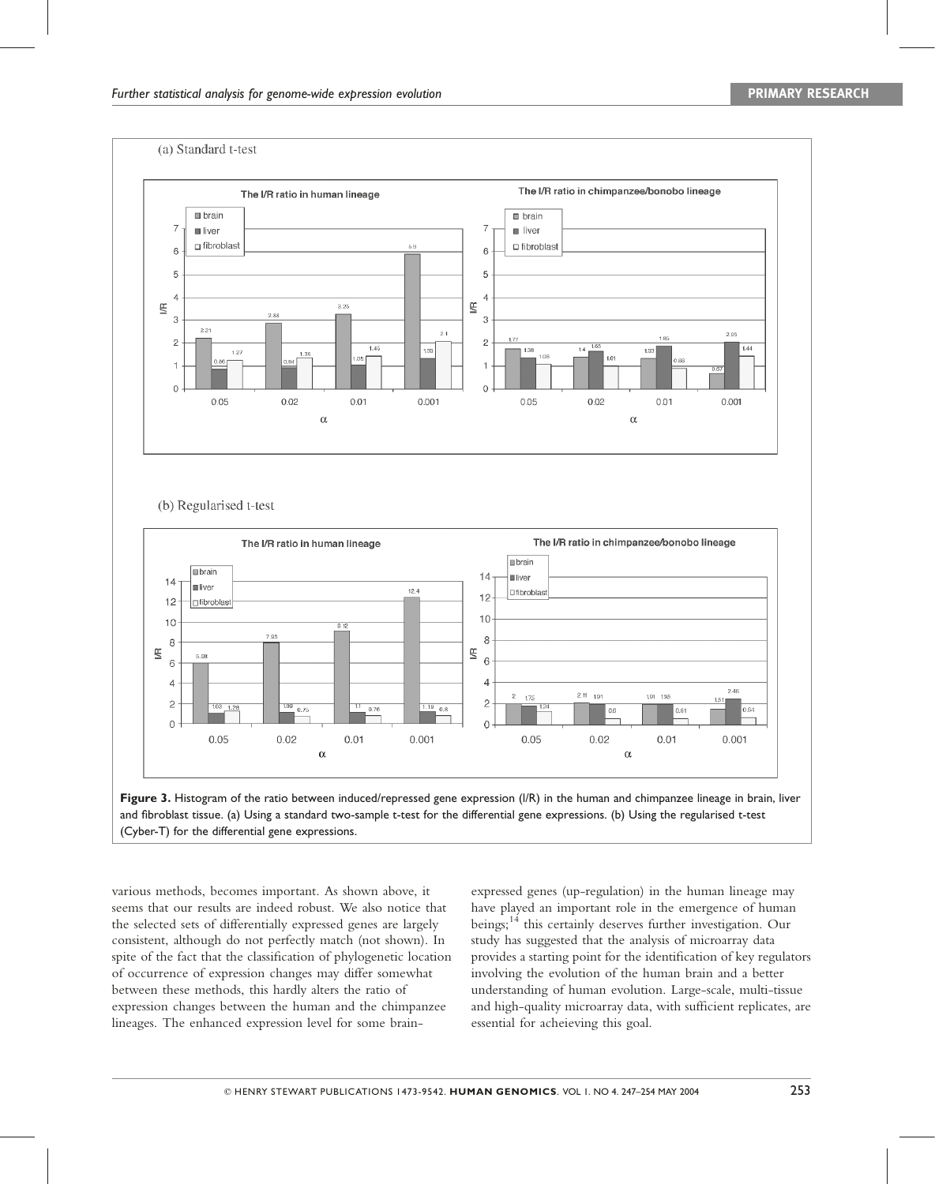**Figure 3.** Histogram of the ratio between induced/repressed gene expression (I/R) in the human and chimpanzee lineage in brain, liver and fibroblast tissue. (a) Using a standard two-sample t-test for the differential gene expressions. (b) Using the regularised t-test (Cyber-T) for the differential gene expressions.

various methods, becomes important. As shown above, it seems that our results are indeed robust. We also notice that the selected sets of differentially expressed genes are largely consistent, although do not perfectly match (not shown). In spite of the fact that the classification of phylogenetic location of occurrence of expression changes may differ somewhat between these methods, this hardly alters the ratio of expression changes between the human and the chimpanzee lineages. The enhanced expression level for some brain-expressed genes (up-regulation) in the human lineage may have played an important role in the emergence of human beings;[14] this certainly deserves further investigation. Our study has suggested that the analysis of microarray data provides a starting point for the identification of key regulators involving the evolution of the human brain and a better understanding of human evolution. Large-scale, multi-tissue and high-quality microarray data, with sufficient replicates, are essential for acheieving this goal.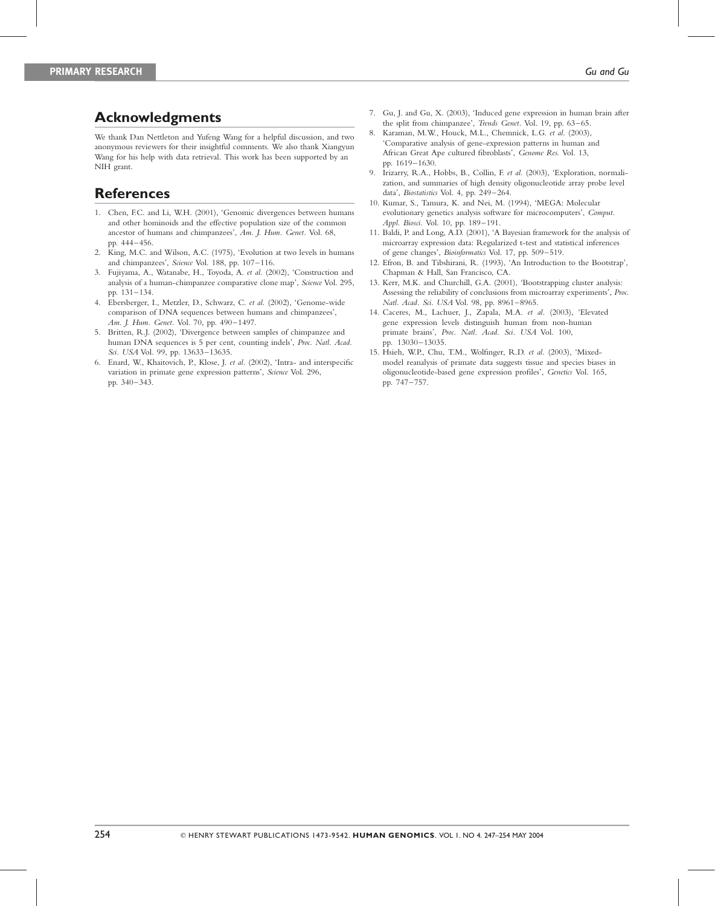## Acknowledgments

We thank Dan Nettleton and Yufeng Wang for a helpful discussion, and two anonymous reviewers for their insightful comments. We also thank Xiangyun Wang for his help with data retrieval. This work has been supported by an NIH grant.

## References

1. Chen, F.C. and Li, W.H. (2001), 'Genomic divergences between humans and other hominoids and the effective population size of the common ancestor of humans and chimpanzees', *Am. J. Hum. Genet.* Vol. 68, pp. 444–456.
2. King, M.C. and Wilson, A.C. (1975), 'Evolution at two levels in humans and chimpanzees', *Science* Vol. 188, pp. 107–116.
3. Fujiyama, A., Watanabe, H., Toyoda, A. *et al.* (2002), 'Construction and analysis of a human-chimpanzee comparative clone map', *Science* Vol. 295, pp. 131–134.
4. Ebersberger, I., Metzler, D., Schwarz, C. *et al.* (2002), 'Genome-wide comparison of DNA sequences between humans and chimpanzees', *Am. J. Hum. Genet.* Vol. 70, pp. 490–1497.
5. Britten, R.J. (2002), 'Divergence between samples of chimpanzee and human DNA sequences is 5 per cent, counting indels', *Proc. Natl. Acad. Sci. USA* Vol. 99, pp. 13633–13635.
6. Enard, W., Khaitovich, P., Klose, J. *et al.* (2002), 'Intra- and interspecific variation in primate gene expression patterns', *Science* Vol. 296, pp. 340–343.
7. Gu, J. and Gu, X. (2003), 'Induced gene expression in human brain after the split from chimpanzee', *Trends Genet.* Vol. 19, pp. 63–65.
8. Karaman, M.W., Houck, M.L., Chemnick, L.G. *et al.* (2003), 'Comparative analysis of gene-expression patterns in human and African Great Ape cultured fibroblasts', *Genome Res.* Vol. 13, pp. 1619–1630.
9. Irizarry, R.A., Hobbs, B., Collin, F. *et al.* (2003), 'Exploration, normalization, and summaries of high density oligonucleotide array probe level data', *Biostatistics* Vol. 4, pp. 249–264.
10. Kumar, S., Tamura, K. and Nei, M. (1994), 'MEGA: Molecular evolutionary genetics analysis software for microcomputers', *Comput. Appl. Biosci.* Vol. 10, pp. 189–191.
11. Baldi, P. and Long, A.D. (2001), 'A Bayesian framework for the analysis of microarray expression data: Regularized t-test and statistical inferences of gene changes', *Bioinformatics* Vol. 17, pp. 509–519.
12. Efron, B. and Tibshirani, R. (1993), 'An Introduction to the Bootstrap', Chapman & Hall, San Francisco, CA.
13. Kerr, M.K. and Churchill, G.A. (2001), 'Bootstrapping cluster analysis: Assessing the reliability of conclusions from microarray experiments', *Proc. Natl. Acad. Sci. USA* Vol. 98, pp. 8961–8965.
14. Caceres, M., Lachuer, J., Zapala, M.A. *et al.* (2003), 'Elevated gene expression levels distinguish human from non-human primate brains', *Proc. Natl. Acad. Sci. USA* Vol. 100, pp. 13030–13035.
15. Hsieh, W.P., Chu, T.M., Wolfinger, R.D. *et al.* (2003), 'Mixed-model reanalysis of primate data suggests tissue and species biases in oligonucleotide-based gene expression profiles', *Genetics* Vol. 165, pp. 747–757.